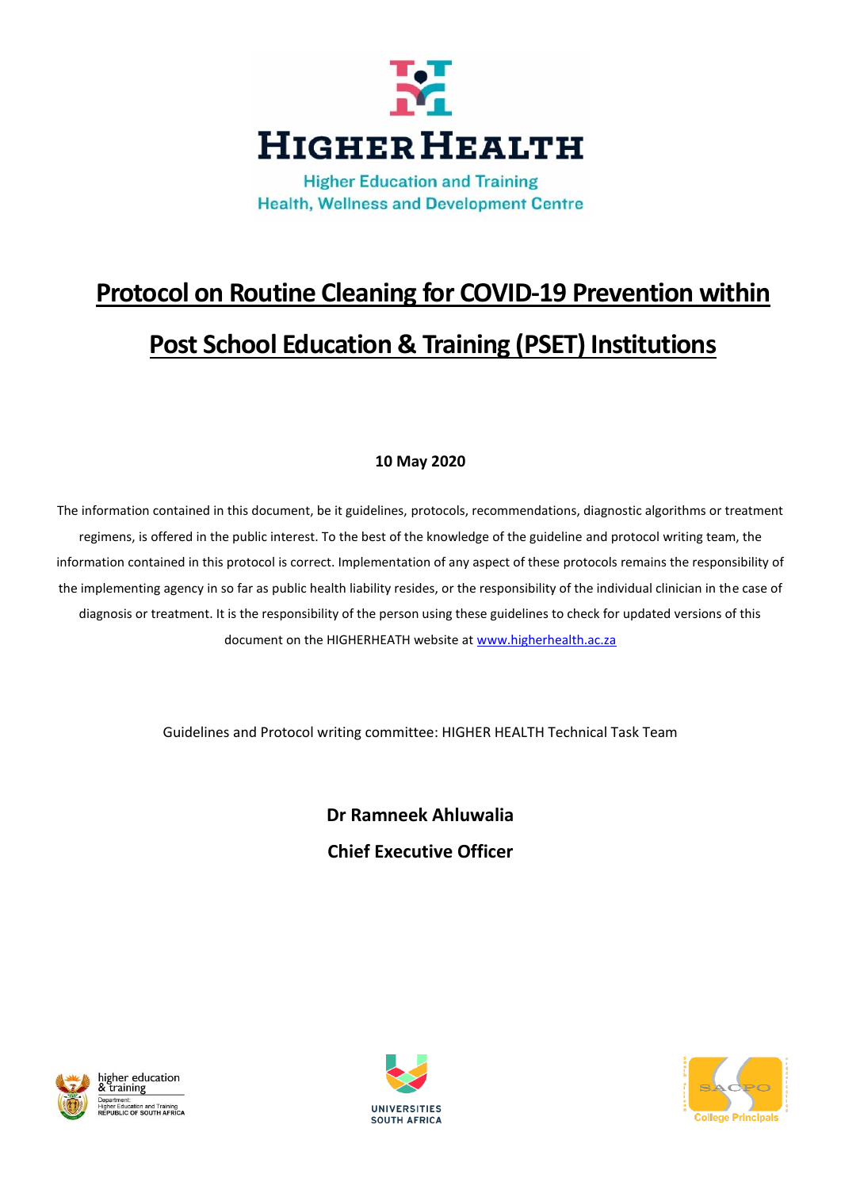HIGHER HEALTH

Higher Education and Training
Health, Wellness and Development Centre

# Protocol on Routine Cleaning for COVID-19 Prevention within Post School Education & Training (PSET) Institutions

**10 May 2020**

The information contained in this document, be it guidelines, protocols, recommendations, diagnostic algorithms or treatment regimens, is offered in the public interest. To the best of the knowledge of the guideline and protocol writing team, the information contained in this protocol is correct. Implementation of any aspect of these protocols remains the responsibility of the implementing agency in so far as public health liability resides, or the responsibility of the individual clinician in the case of diagnosis or treatment. It is the responsibility of the person using these guidelines to check for updated versions of this document on the HIGHERHEATH website at www.higherhealth.ac.za

Guidelines and Protocol writing committee: HIGHER HEALTH Technical Task Team

**Dr Ramneek Ahluwalia**

**Chief Executive Officer**

higher education & training
Department: Higher Education and Training
REPUBLIC OF SOUTH AFRICA

UNIVERSITIES SOUTH AFRICA

SACPO College Principals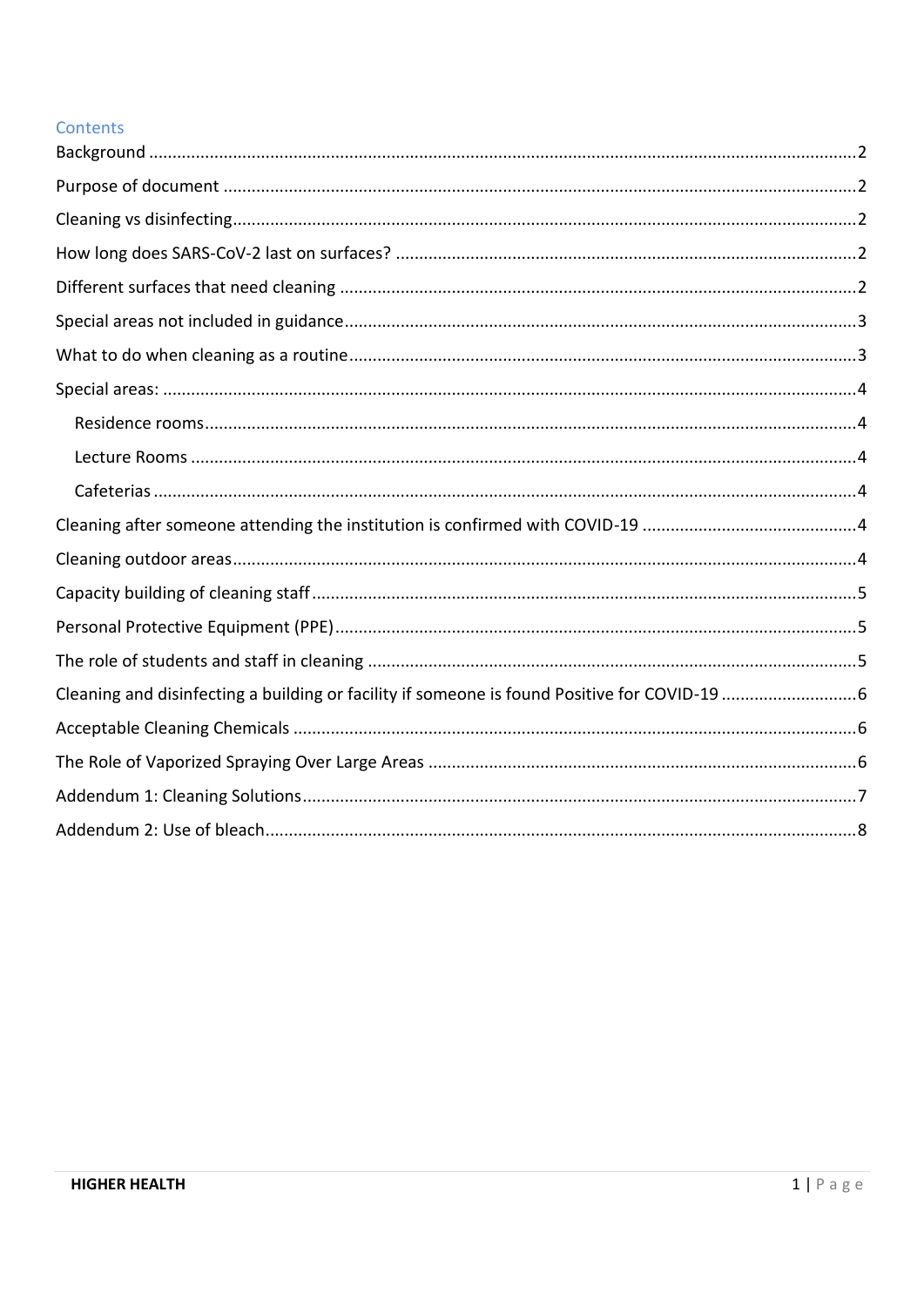## Contents

- Background ..... 2
- Purpose of document ..... 2
- Cleaning vs disinfecting ..... 2
- How long does SARS-CoV-2 last on surfaces? ..... 2
- Different surfaces that need cleaning ..... 2
- Special areas not included in guidance ..... 3
- What to do when cleaning as a routine ..... 3
- Special areas: ..... 4
  - Residence rooms ..... 4
  - Lecture Rooms ..... 4
  - Cafeterias ..... 4
- Cleaning after someone attending the institution is confirmed with COVID-19 ..... 4
- Cleaning outdoor areas ..... 4
- Capacity building of cleaning staff ..... 5
- Personal Protective Equipment (PPE) ..... 5
- The role of students and staff in cleaning ..... 5
- Cleaning and disinfecting a building or facility if someone is found Positive for COVID-19 ..... 6
- Acceptable Cleaning Chemicals ..... 6
- The Role of Vaporized Spraying Over Large Areas ..... 6
- Addendum 1: Cleaning Solutions ..... 7
- Addendum 2: Use of bleach ..... 8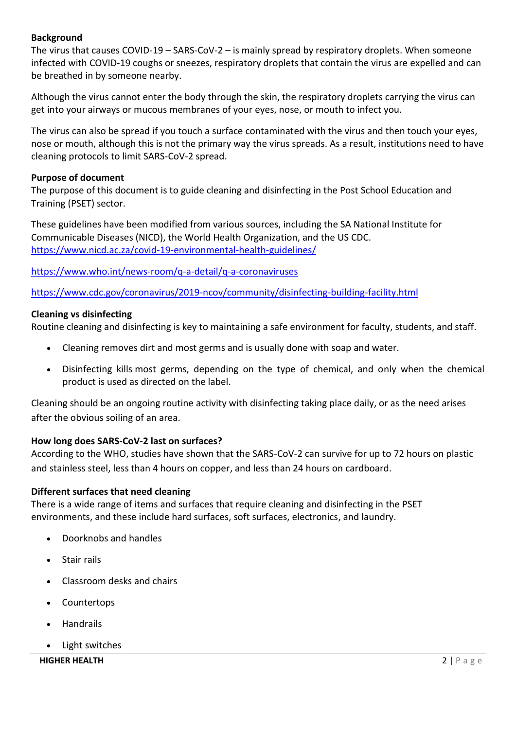**Background**

The virus that causes COVID-19 – SARS-CoV-2 – is mainly spread by respiratory droplets. When someone infected with COVID-19 coughs or sneezes, respiratory droplets that contain the virus are expelled and can be breathed in by someone nearby.

Although the virus cannot enter the body through the skin, the respiratory droplets carrying the virus can get into your airways or mucous membranes of your eyes, nose, or mouth to infect you.

The virus can also be spread if you touch a surface contaminated with the virus and then touch your eyes, nose or mouth, although this is not the primary way the virus spreads. As a result, institutions need to have cleaning protocols to limit SARS-CoV-2 spread.

**Purpose of document**

The purpose of this document is to guide cleaning and disinfecting in the Post School Education and Training (PSET) sector.

These guidelines have been modified from various sources, including the SA National Institute for Communicable Diseases (NICD), the World Health Organization, and the US CDC. https://www.nicd.ac.za/covid-19-environmental-health-guidelines/

https://www.who.int/news-room/q-a-detail/q-a-coronaviruses

https://www.cdc.gov/coronavirus/2019-ncov/community/disinfecting-building-facility.html

**Cleaning vs disinfecting**

Routine cleaning and disinfecting is key to maintaining a safe environment for faculty, students, and staff.

- Cleaning removes dirt and most germs and is usually done with soap and water.
- Disinfecting kills most germs, depending on the type of chemical, and only when the chemical product is used as directed on the label.

Cleaning should be an ongoing routine activity with disinfecting taking place daily, or as the need arises after the obvious soiling of an area.

**How long does SARS-CoV-2 last on surfaces?**

According to the WHO, studies have shown that the SARS-CoV-2 can survive for up to 72 hours on plastic and stainless steel, less than 4 hours on copper, and less than 24 hours on cardboard.

**Different surfaces that need cleaning**

There is a wide range of items and surfaces that require cleaning and disinfecting in the PSET environments, and these include hard surfaces, soft surfaces, electronics, and laundry.

- Doorknobs and handles
- Stair rails
- Classroom desks and chairs
- Countertops
- Handrails
- Light switches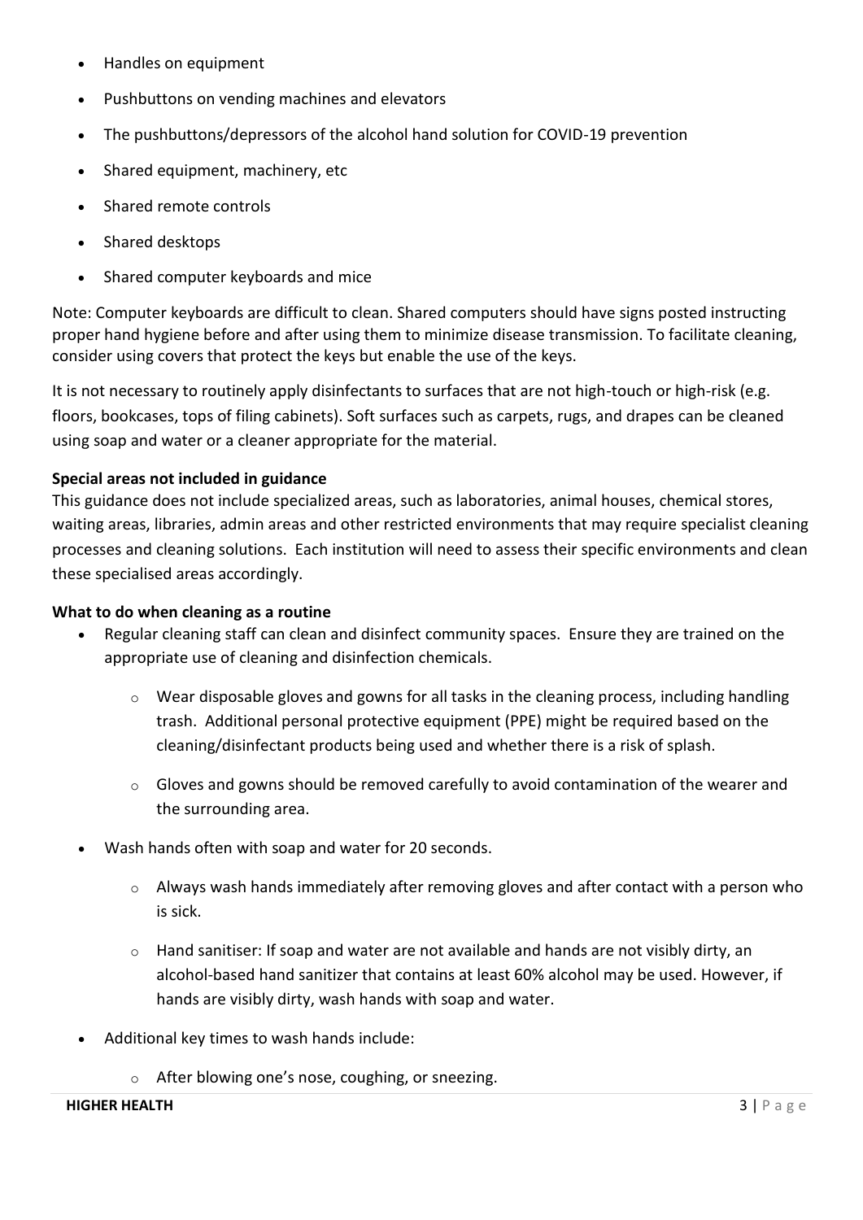- Handles on equipment
- Pushbuttons on vending machines and elevators
- The pushbuttons/depressors of the alcohol hand solution for COVID-19 prevention
- Shared equipment, machinery, etc
- Shared remote controls
- Shared desktops
- Shared computer keyboards and mice

Note: Computer keyboards are difficult to clean. Shared computers should have signs posted instructing proper hand hygiene before and after using them to minimize disease transmission. To facilitate cleaning, consider using covers that protect the keys but enable the use of the keys.

It is not necessary to routinely apply disinfectants to surfaces that are not high-touch or high-risk (e.g. floors, bookcases, tops of filing cabinets). Soft surfaces such as carpets, rugs, and drapes can be cleaned using soap and water or a cleaner appropriate for the material.

**Special areas not included in guidance**

This guidance does not include specialized areas, such as laboratories, animal houses, chemical stores, waiting areas, libraries, admin areas and other restricted environments that may require specialist cleaning processes and cleaning solutions. Each institution will need to assess their specific environments and clean these specialised areas accordingly.

**What to do when cleaning as a routine**

- Regular cleaning staff can clean and disinfect community spaces. Ensure they are trained on the appropriate use of cleaning and disinfection chemicals.
  - Wear disposable gloves and gowns for all tasks in the cleaning process, including handling trash. Additional personal protective equipment (PPE) might be required based on the cleaning/disinfectant products being used and whether there is a risk of splash.
  - Gloves and gowns should be removed carefully to avoid contamination of the wearer and the surrounding area.
- Wash hands often with soap and water for 20 seconds.
  - Always wash hands immediately after removing gloves and after contact with a person who is sick.
  - Hand sanitiser: If soap and water are not available and hands are not visibly dirty, an alcohol-based hand sanitizer that contains at least 60% alcohol may be used. However, if hands are visibly dirty, wash hands with soap and water.
- Additional key times to wash hands include:
  - After blowing one's nose, coughing, or sneezing.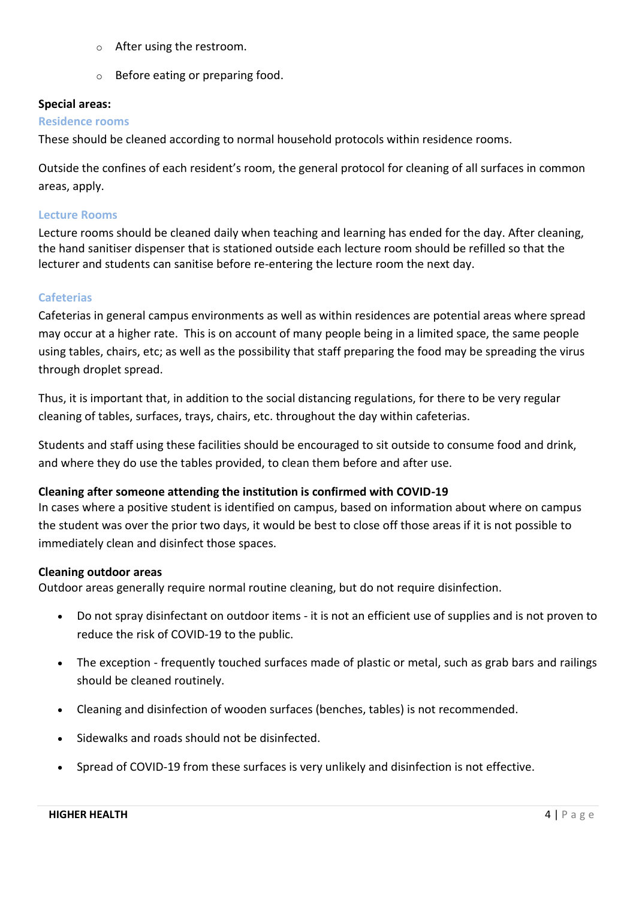- After using the restroom.
  - Before eating or preparing food.

**Special areas:**

### Residence rooms

These should be cleaned according to normal household protocols within residence rooms.

Outside the confines of each resident's room, the general protocol for cleaning of all surfaces in common areas, apply.

### Lecture Rooms

Lecture rooms should be cleaned daily when teaching and learning has ended for the day. After cleaning, the hand sanitiser dispenser that is stationed outside each lecture room should be refilled so that the lecturer and students can sanitise before re-entering the lecture room the next day.

### Cafeterias

Cafeterias in general campus environments as well as within residences are potential areas where spread may occur at a higher rate. This is on account of many people being in a limited space, the same people using tables, chairs, etc; as well as the possibility that staff preparing the food may be spreading the virus through droplet spread.

Thus, it is important that, in addition to the social distancing regulations, for there to be very regular cleaning of tables, surfaces, trays, chairs, etc. throughout the day within cafeterias.

Students and staff using these facilities should be encouraged to sit outside to consume food and drink, and where they do use the tables provided, to clean them before and after use.

**Cleaning after someone attending the institution is confirmed with COVID-19**

In cases where a positive student is identified on campus, based on information about where on campus the student was over the prior two days, it would be best to close off those areas if it is not possible to immediately clean and disinfect those spaces.

**Cleaning outdoor areas**

Outdoor areas generally require normal routine cleaning, but do not require disinfection.

- Do not spray disinfectant on outdoor items - it is not an efficient use of supplies and is not proven to reduce the risk of COVID-19 to the public.
- The exception - frequently touched surfaces made of plastic or metal, such as grab bars and railings should be cleaned routinely.
- Cleaning and disinfection of wooden surfaces (benches, tables) is not recommended.
- Sidewalks and roads should not be disinfected.
- Spread of COVID-19 from these surfaces is very unlikely and disinfection is not effective.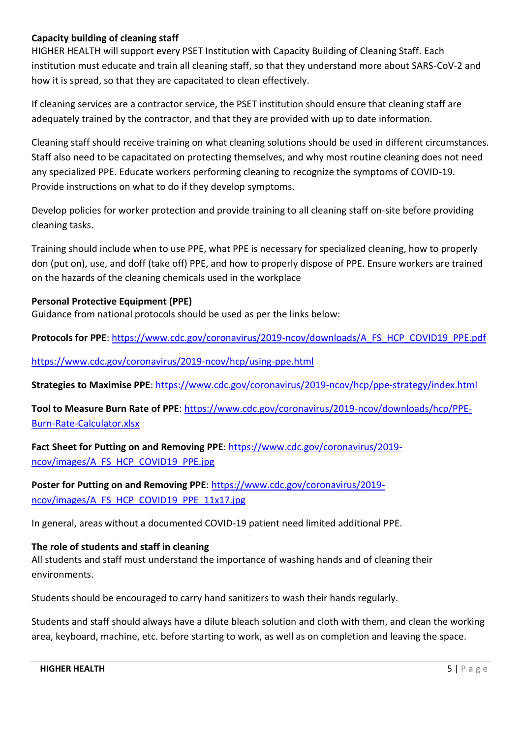**Capacity building of cleaning staff**

HIGHER HEALTH will support every PSET Institution with Capacity Building of Cleaning Staff. Each institution must educate and train all cleaning staff, so that they understand more about SARS-CoV-2 and how it is spread, so that they are capacitated to clean effectively.

If cleaning services are a contractor service, the PSET institution should ensure that cleaning staff are adequately trained by the contractor, and that they are provided with up to date information.

Cleaning staff should receive training on what cleaning solutions should be used in different circumstances. Staff also need to be capacitated on protecting themselves, and why most routine cleaning does not need any specialized PPE. Educate workers performing cleaning to recognize the symptoms of COVID-19. Provide instructions on what to do if they develop symptoms.

Develop policies for worker protection and provide training to all cleaning staff on-site before providing cleaning tasks.

Training should include when to use PPE, what PPE is necessary for specialized cleaning, how to properly don (put on), use, and doff (take off) PPE, and how to properly dispose of PPE. Ensure workers are trained on the hazards of the cleaning chemicals used in the workplace

**Personal Protective Equipment (PPE)**

Guidance from national protocols should be used as per the links below:

**Protocols for PPE**: https://www.cdc.gov/coronavirus/2019-ncov/downloads/A_FS_HCP_COVID19_PPE.pdf

https://www.cdc.gov/coronavirus/2019-ncov/hcp/using-ppe.html

**Strategies to Maximise PPE**: https://www.cdc.gov/coronavirus/2019-ncov/hcp/ppe-strategy/index.html

**Tool to Measure Burn Rate of PPE**: https://www.cdc.gov/coronavirus/2019-ncov/downloads/hcp/PPE-Burn-Rate-Calculator.xlsx

**Fact Sheet for Putting on and Removing PPE**: https://www.cdc.gov/coronavirus/2019-ncov/images/A_FS_HCP_COVID19_PPE.jpg

**Poster for Putting on and Removing PPE**: https://www.cdc.gov/coronavirus/2019-ncov/images/A_FS_HCP_COVID19_PPE_11x17.jpg

In general, areas without a documented COVID-19 patient need limited additional PPE.

**The role of students and staff in cleaning**

All students and staff must understand the importance of washing hands and of cleaning their environments.

Students should be encouraged to carry hand sanitizers to wash their hands regularly.

Students and staff should always have a dilute bleach solution and cloth with them, and clean the working area, keyboard, machine, etc. before starting to work, as well as on completion and leaving the space.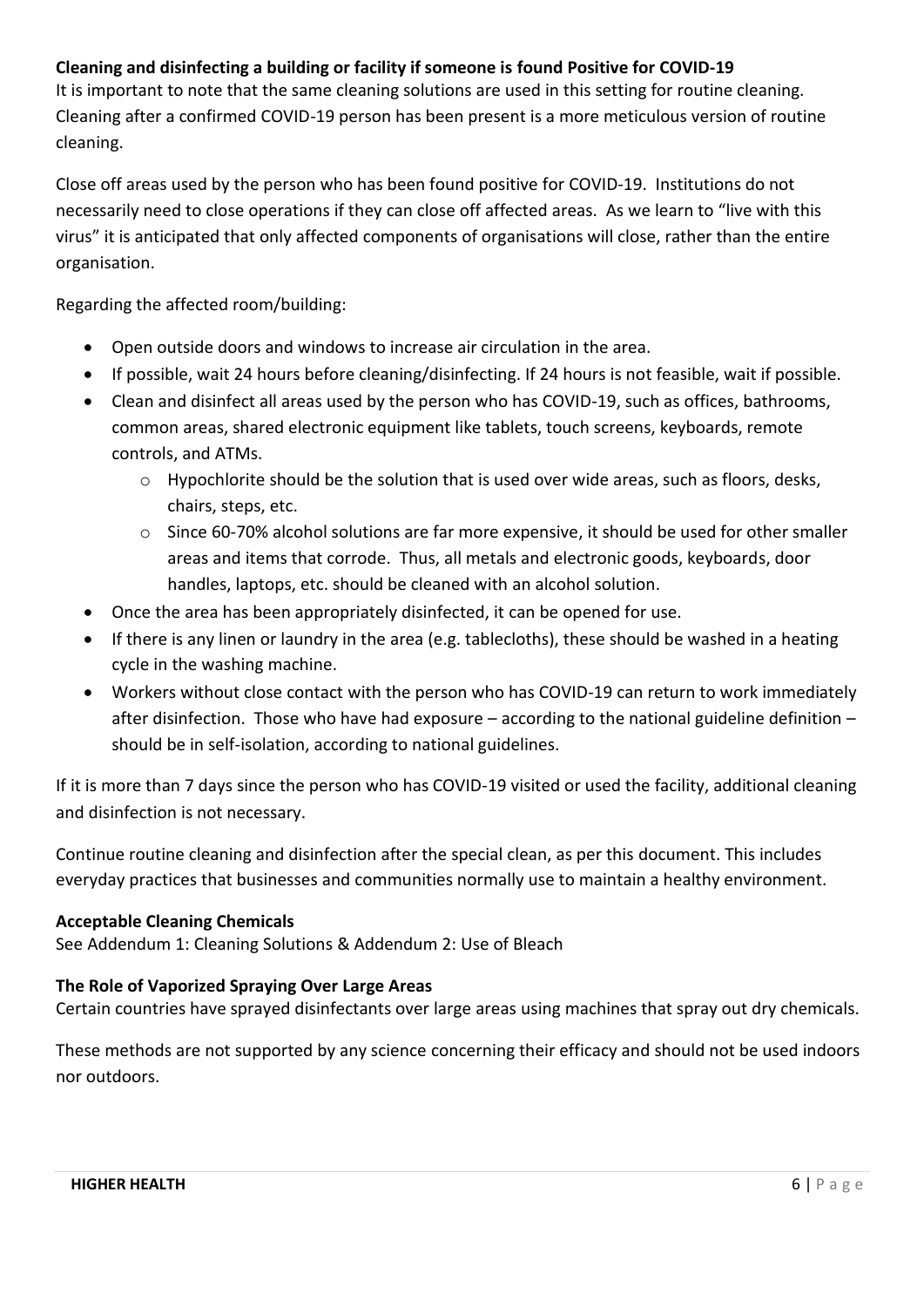**Cleaning and disinfecting a building or facility if someone is found Positive for COVID-19**

It is important to note that the same cleaning solutions are used in this setting for routine cleaning. Cleaning after a confirmed COVID-19 person has been present is a more meticulous version of routine cleaning.

Close off areas used by the person who has been found positive for COVID-19. Institutions do not necessarily need to close operations if they can close off affected areas. As we learn to "live with this virus" it is anticipated that only affected components of organisations will close, rather than the entire organisation.

Regarding the affected room/building:

- Open outside doors and windows to increase air circulation in the area.
- If possible, wait 24 hours before cleaning/disinfecting. If 24 hours is not feasible, wait if possible.
- Clean and disinfect all areas used by the person who has COVID-19, such as offices, bathrooms, common areas, shared electronic equipment like tablets, touch screens, keyboards, remote controls, and ATMs.
  - Hypochlorite should be the solution that is used over wide areas, such as floors, desks, chairs, steps, etc.
  - Since 60-70% alcohol solutions are far more expensive, it should be used for other smaller areas and items that corrode. Thus, all metals and electronic goods, keyboards, door handles, laptops, etc. should be cleaned with an alcohol solution.
- Once the area has been appropriately disinfected, it can be opened for use.
- If there is any linen or laundry in the area (e.g. tablecloths), these should be washed in a heating cycle in the washing machine.
- Workers without close contact with the person who has COVID-19 can return to work immediately after disinfection. Those who have had exposure – according to the national guideline definition – should be in self-isolation, according to national guidelines.

If it is more than 7 days since the person who has COVID-19 visited or used the facility, additional cleaning and disinfection is not necessary.

Continue routine cleaning and disinfection after the special clean, as per this document. This includes everyday practices that businesses and communities normally use to maintain a healthy environment.

**Acceptable Cleaning Chemicals**

See Addendum 1: Cleaning Solutions & Addendum 2: Use of Bleach

**The Role of Vaporized Spraying Over Large Areas**

Certain countries have sprayed disinfectants over large areas using machines that spray out dry chemicals.

These methods are not supported by any science concerning their efficacy and should not be used indoors nor outdoors.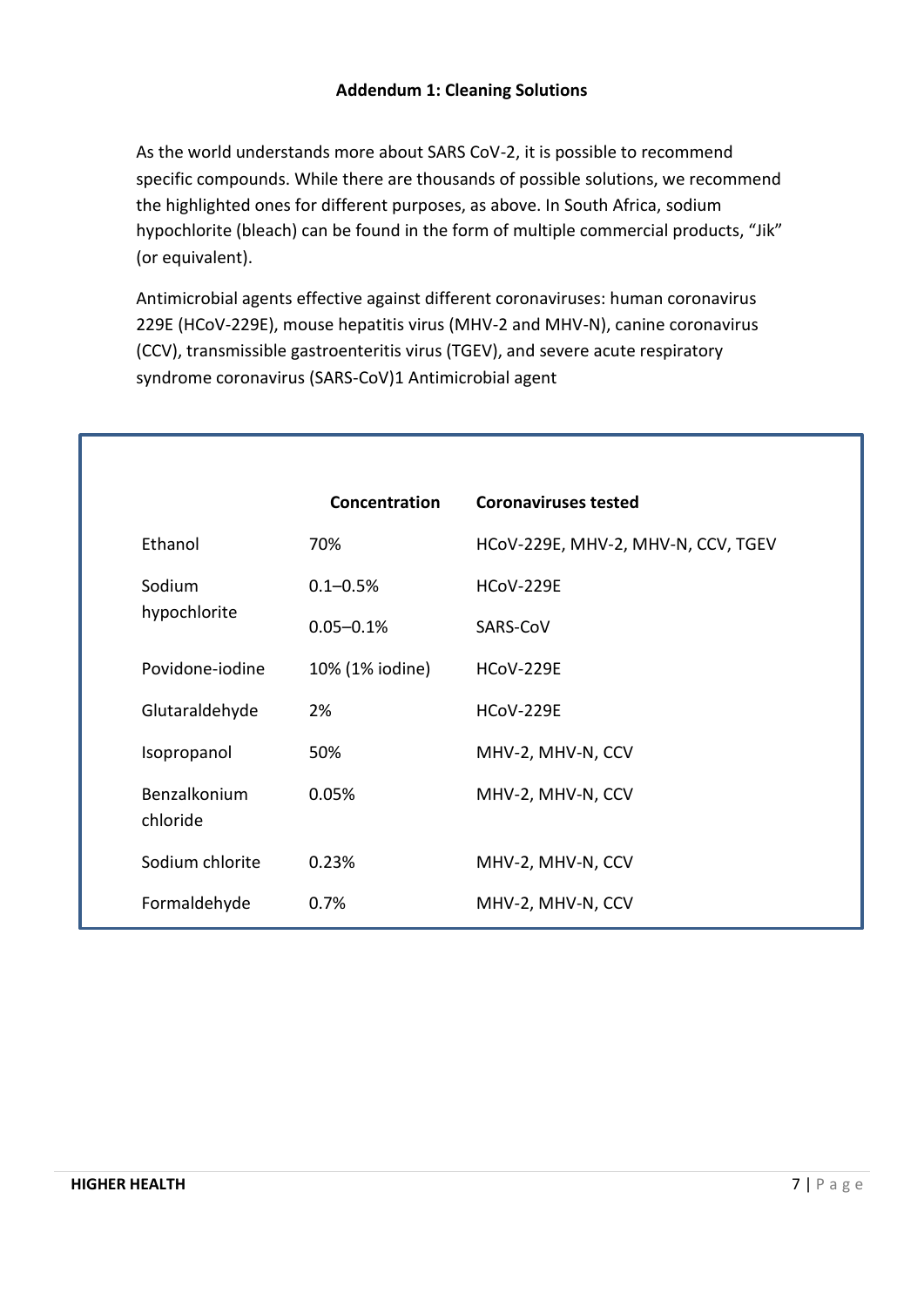## Addendum 1: Cleaning Solutions

As the world understands more about SARS CoV-2, it is possible to recommend specific compounds. While there are thousands of possible solutions, we recommend the highlighted ones for different purposes, as above. In South Africa, sodium hypochlorite (bleach) can be found in the form of multiple commercial products, "Jik" (or equivalent).

Antimicrobial agents effective against different coronaviruses: human coronavirus 229E (HCoV-229E), mouse hepatitis virus (MHV-2 and MHV-N), canine coronavirus (CCV), transmissible gastroenteritis virus (TGEV), and severe acute respiratory syndrome coronavirus (SARS-CoV)1 Antimicrobial agent

| | Concentration | Coronaviruses tested |
|---|---|---|
| Ethanol | 70% | HCoV-229E, MHV-2, MHV-N, CCV, TGEV |
| Sodium hypochlorite | 0.1–0.5% | HCoV-229E |
| | 0.05–0.1% | SARS-CoV |
| Povidone-iodine | 10% (1% iodine) | HCoV-229E |
| Glutaraldehyde | 2% | HCoV-229E |
| Isopropanol | 50% | MHV-2, MHV-N, CCV |
| Benzalkonium chloride | 0.05% | MHV-2, MHV-N, CCV |
| Sodium chlorite | 0.23% | MHV-2, MHV-N, CCV |
| Formaldehyde | 0.7% | MHV-2, MHV-N, CCV |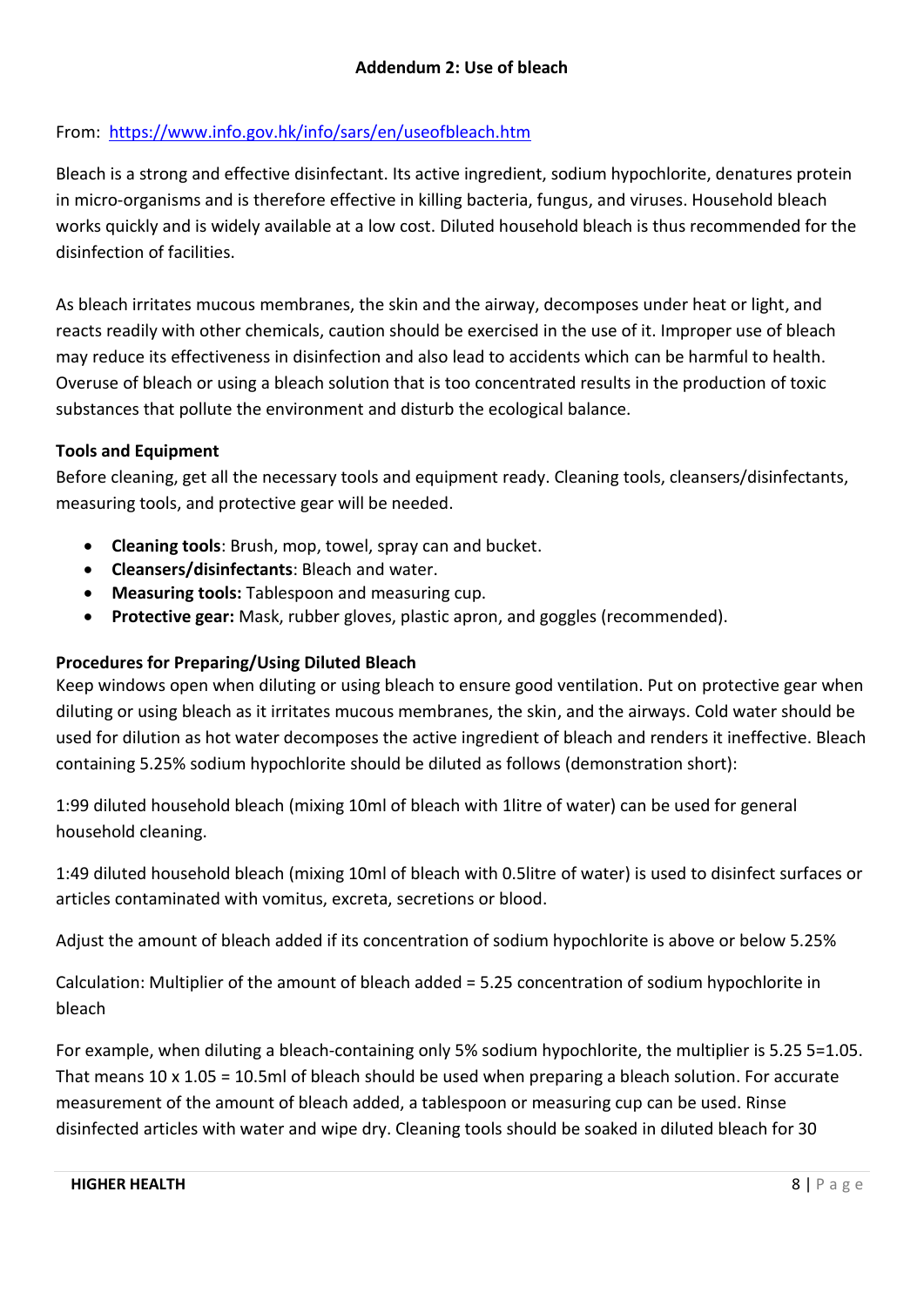**Addendum 2: Use of bleach**

From: [https://www.info.gov.hk/info/sars/en/useofbleach.htm](https://www.info.gov.hk/info/sars/en/useofbleach.htm)

Bleach is a strong and effective disinfectant. Its active ingredient, sodium hypochlorite, denatures protein in micro-organisms and is therefore effective in killing bacteria, fungus, and viruses. Household bleach works quickly and is widely available at a low cost. Diluted household bleach is thus recommended for the disinfection of facilities.

As bleach irritates mucous membranes, the skin and the airway, decomposes under heat or light, and reacts readily with other chemicals, caution should be exercised in the use of it. Improper use of bleach may reduce its effectiveness in disinfection and also lead to accidents which can be harmful to health. Overuse of bleach or using a bleach solution that is too concentrated results in the production of toxic substances that pollute the environment and disturb the ecological balance.

**Tools and Equipment**

Before cleaning, get all the necessary tools and equipment ready. Cleaning tools, cleansers/disinfectants, measuring tools, and protective gear will be needed.

- **Cleaning tools**: Brush, mop, towel, spray can and bucket.
- **Cleansers/disinfectants**: Bleach and water.
- **Measuring tools:** Tablespoon and measuring cup.
- **Protective gear:** Mask, rubber gloves, plastic apron, and goggles (recommended).

**Procedures for Preparing/Using Diluted Bleach**

Keep windows open when diluting or using bleach to ensure good ventilation. Put on protective gear when diluting or using bleach as it irritates mucous membranes, the skin, and the airways. Cold water should be used for dilution as hot water decomposes the active ingredient of bleach and renders it ineffective. Bleach containing 5.25% sodium hypochlorite should be diluted as follows (demonstration short):

1:99 diluted household bleach (mixing 10ml of bleach with 1litre of water) can be used for general household cleaning.

1:49 diluted household bleach (mixing 10ml of bleach with 0.5litre of water) is used to disinfect surfaces or articles contaminated with vomitus, excreta, secretions or blood.

Adjust the amount of bleach added if its concentration of sodium hypochlorite is above or below 5.25%

Calculation: Multiplier of the amount of bleach added = 5.25 concentration of sodium hypochlorite in bleach

For example, when diluting a bleach-containing only 5% sodium hypochlorite, the multiplier is 5.25 5=1.05. That means 10 x 1.05 = 10.5ml of bleach should be used when preparing a bleach solution. For accurate measurement of the amount of bleach added, a tablespoon or measuring cup can be used. Rinse disinfected articles with water and wipe dry. Cleaning tools should be soaked in diluted bleach for 30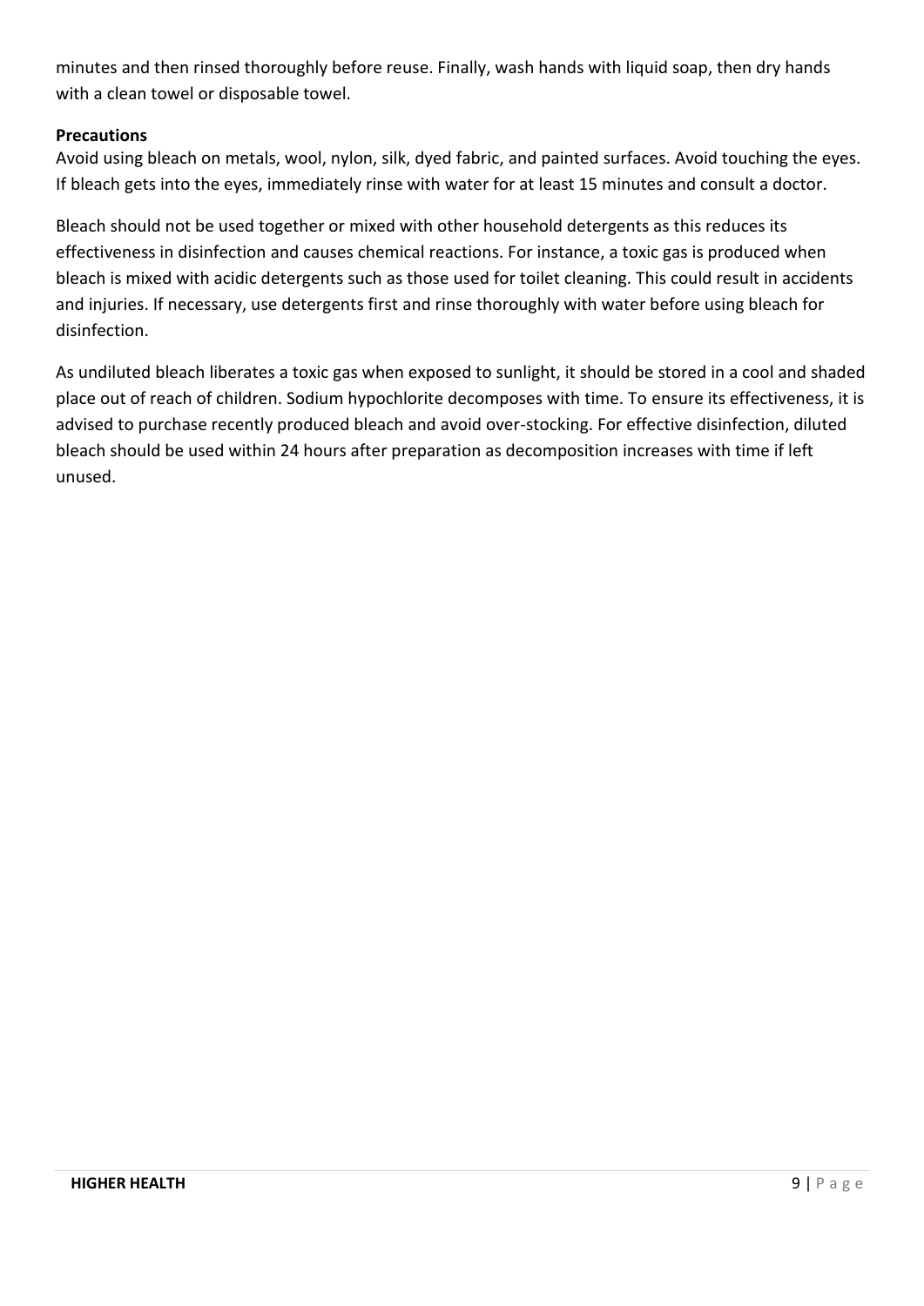minutes and then rinsed thoroughly before reuse. Finally, wash hands with liquid soap, then dry hands with a clean towel or disposable towel.

**Precautions**

Avoid using bleach on metals, wool, nylon, silk, dyed fabric, and painted surfaces. Avoid touching the eyes. If bleach gets into the eyes, immediately rinse with water for at least 15 minutes and consult a doctor.

Bleach should not be used together or mixed with other household detergents as this reduces its effectiveness in disinfection and causes chemical reactions. For instance, a toxic gas is produced when bleach is mixed with acidic detergents such as those used for toilet cleaning. This could result in accidents and injuries. If necessary, use detergents first and rinse thoroughly with water before using bleach for disinfection.

As undiluted bleach liberates a toxic gas when exposed to sunlight, it should be stored in a cool and shaded place out of reach of children. Sodium hypochlorite decomposes with time. To ensure its effectiveness, it is advised to purchase recently produced bleach and avoid over-stocking. For effective disinfection, diluted bleach should be used within 24 hours after preparation as decomposition increases with time if left unused.